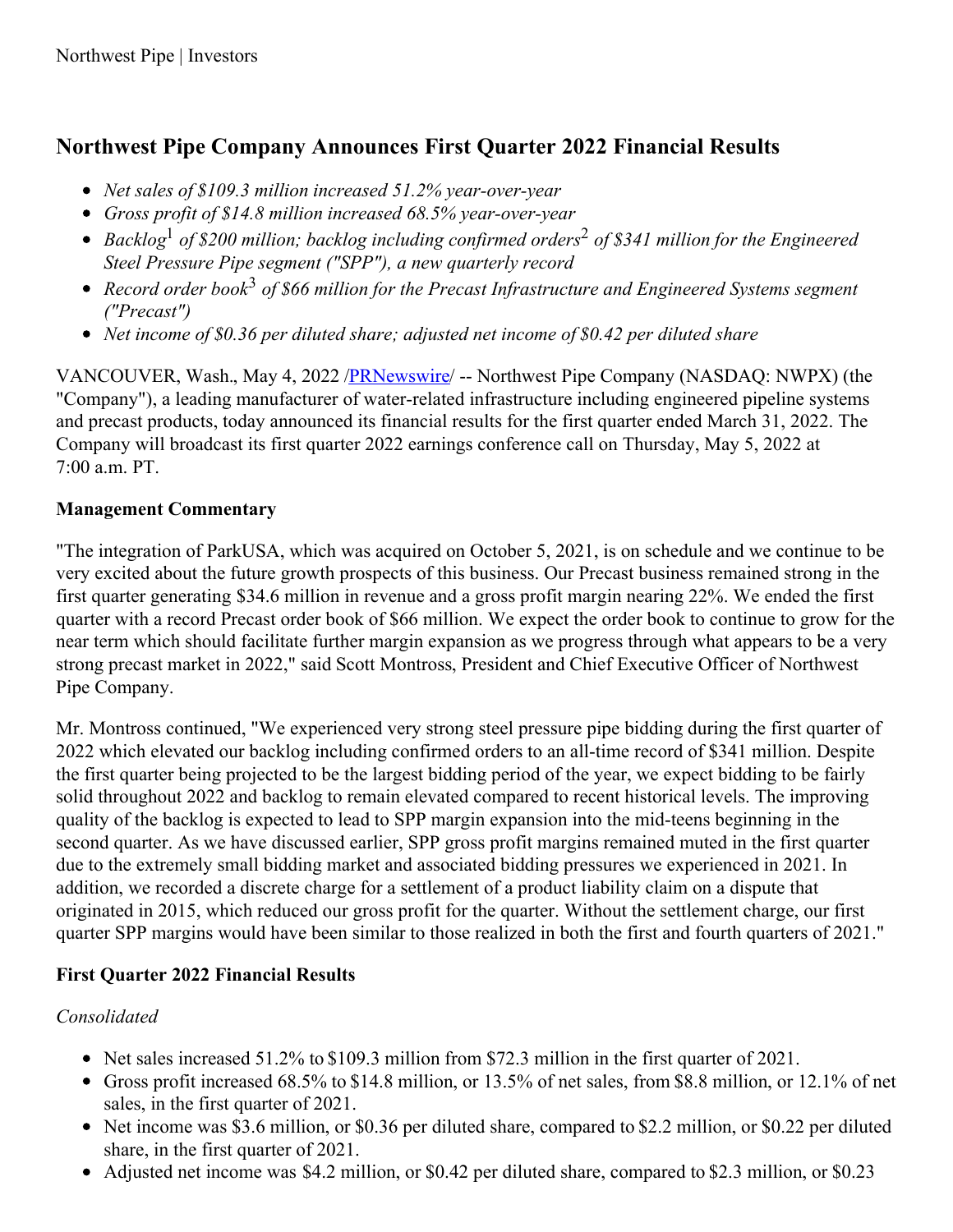# Northwest Pipe Company Announces First Quarter 2022 Financial Results

- *Net sales of $109.3 million increased 51.2% year-over-year*
- *Gross profit of $14.8 million increased 68.5% year-over-year*
- *Backlog[1] of $200 million; backlog including confirmed orders[2] of $341 million for the Engineered Steel Pressure Pipe segment ("SPP"), a new quarterly record*
- *Record order book[3] of $66 million for the Precast Infrastructure and Engineered Systems segment ("Precast")*
- *Net income of $0.36 per diluted share; adjusted net income of $0.42 per diluted share*

VANCOUVER, Wash., May 4, 2022 /PRNewswire/ -- Northwest Pipe Company (NASDAQ: NWPX) (the "Company"), a leading manufacturer of water-related infrastructure including engineered pipeline systems and precast products, today announced its financial results for the first quarter ended March 31, 2022. The Company will broadcast its first quarter 2022 earnings conference call on Thursday, May 5, 2022 at 7:00 a.m. PT.

**Management Commentary**

"The integration of ParkUSA, which was acquired on October 5, 2021, is on schedule and we continue to be very excited about the future growth prospects of this business. Our Precast business remained strong in the first quarter generating $34.6 million in revenue and a gross profit margin nearing 22%. We ended the first quarter with a record Precast order book of $66 million. We expect the order book to continue to grow for the near term which should facilitate further margin expansion as we progress through what appears to be a very strong precast market in 2022," said Scott Montross, President and Chief Executive Officer of Northwest Pipe Company.

Mr. Montross continued, "We experienced very strong steel pressure pipe bidding during the first quarter of 2022 which elevated our backlog including confirmed orders to an all-time record of $341 million. Despite the first quarter being projected to be the largest bidding period of the year, we expect bidding to be fairly solid throughout 2022 and backlog to remain elevated compared to recent historical levels. The improving quality of the backlog is expected to lead to SPP margin expansion into the mid-teens beginning in the second quarter. As we have discussed earlier, SPP gross profit margins remained muted in the first quarter due to the extremely small bidding market and associated bidding pressures we experienced in 2021. In addition, we recorded a discrete charge for a settlement of a product liability claim on a dispute that originated in 2015, which reduced our gross profit for the quarter. Without the settlement charge, our first quarter SPP margins would have been similar to those realized in both the first and fourth quarters of 2021."

**First Quarter 2022 Financial Results**

*Consolidated*

- Net sales increased 51.2% to $109.3 million from $72.3 million in the first quarter of 2021.
- Gross profit increased 68.5% to $14.8 million, or 13.5% of net sales, from $8.8 million, or 12.1% of net sales, in the first quarter of 2021.
- Net income was $3.6 million, or $0.36 per diluted share, compared to $2.2 million, or $0.22 per diluted share, in the first quarter of 2021.
- Adjusted net income was $4.2 million, or $0.42 per diluted share, compared to $2.3 million, or $0.23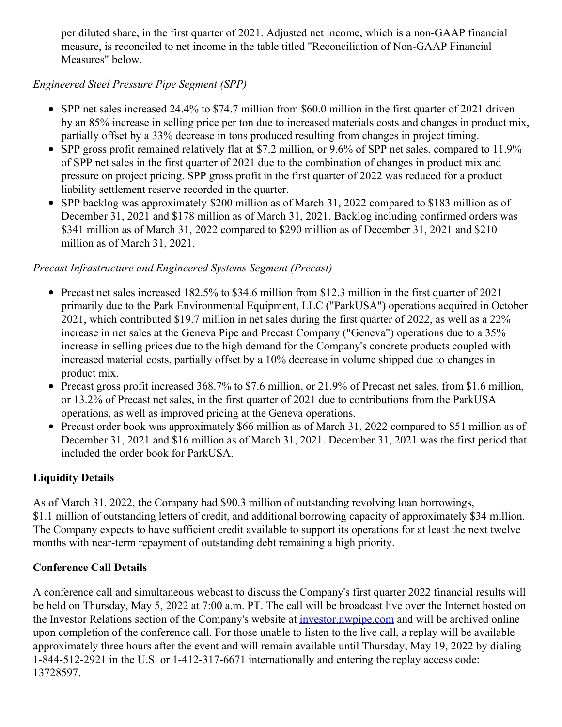per diluted share, in the first quarter of 2021. Adjusted net income, which is a non-GAAP financial measure, is reconciled to net income in the table titled "Reconciliation of Non-GAAP Financial Measures" below.

*Engineered Steel Pressure Pipe Segment (SPP)*

- SPP net sales increased 24.4% to $74.7 million from $60.0 million in the first quarter of 2021 driven by an 85% increase in selling price per ton due to increased materials costs and changes in product mix, partially offset by a 33% decrease in tons produced resulting from changes in project timing.
- SPP gross profit remained relatively flat at $7.2 million, or 9.6% of SPP net sales, compared to 11.9% of SPP net sales in the first quarter of 2021 due to the combination of changes in product mix and pressure on project pricing. SPP gross profit in the first quarter of 2022 was reduced for a product liability settlement reserve recorded in the quarter.
- SPP backlog was approximately $200 million as of March 31, 2022 compared to $183 million as of December 31, 2021 and $178 million as of March 31, 2021. Backlog including confirmed orders was $341 million as of March 31, 2022 compared to $290 million as of December 31, 2021 and $210 million as of March 31, 2021.

*Precast Infrastructure and Engineered Systems Segment (Precast)*

- Precast net sales increased 182.5% to $34.6 million from $12.3 million in the first quarter of 2021 primarily due to the Park Environmental Equipment, LLC ("ParkUSA") operations acquired in October 2021, which contributed $19.7 million in net sales during the first quarter of 2022, as well as a 22% increase in net sales at the Geneva Pipe and Precast Company ("Geneva") operations due to a 35% increase in selling prices due to the high demand for the Company's concrete products coupled with increased material costs, partially offset by a 10% decrease in volume shipped due to changes in product mix.
- Precast gross profit increased 368.7% to $7.6 million, or 21.9% of Precast net sales, from $1.6 million, or 13.2% of Precast net sales, in the first quarter of 2021 due to contributions from the ParkUSA operations, as well as improved pricing at the Geneva operations.
- Precast order book was approximately $66 million as of March 31, 2022 compared to $51 million as of December 31, 2021 and $16 million as of March 31, 2021. December 31, 2021 was the first period that included the order book for ParkUSA.

**Liquidity Details**

As of March 31, 2022, the Company had $90.3 million of outstanding revolving loan borrowings, $1.1 million of outstanding letters of credit, and additional borrowing capacity of approximately $34 million. The Company expects to have sufficient credit available to support its operations for at least the next twelve months with near-term repayment of outstanding debt remaining a high priority.

**Conference Call Details**

A conference call and simultaneous webcast to discuss the Company's first quarter 2022 financial results will be held on Thursday, May 5, 2022 at 7:00 a.m. PT. The call will be broadcast live over the Internet hosted on the Investor Relations section of the Company's website at [investor.nwpipe.com](investor.nwpipe.com) and will be archived online upon completion of the conference call. For those unable to listen to the live call, a replay will be available approximately three hours after the event and will remain available until Thursday, May 19, 2022 by dialing 1-844-512-2921 in the U.S. or 1-412-317-6671 internationally and entering the replay access code: 13728597.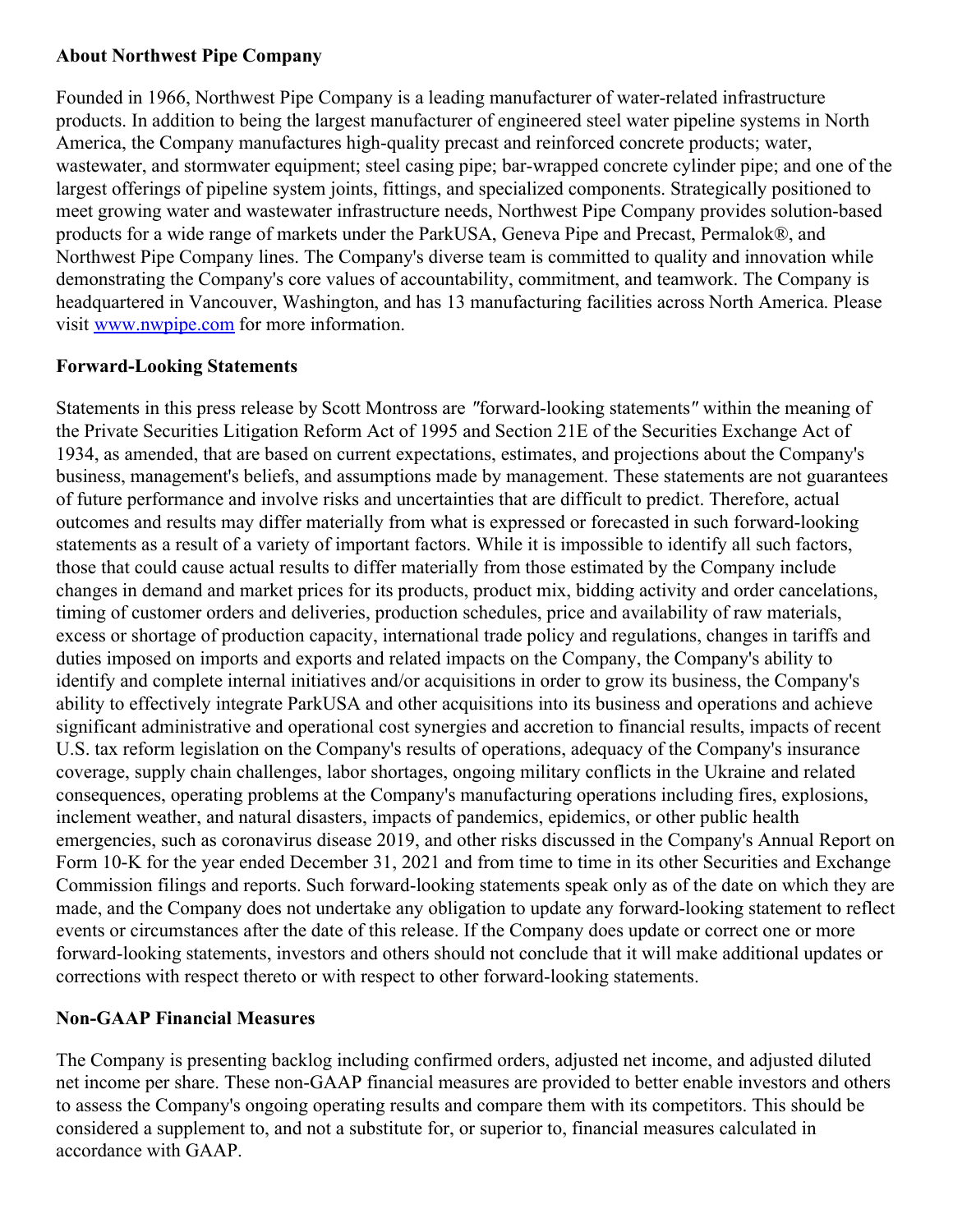## About Northwest Pipe Company

Founded in 1966, Northwest Pipe Company is a leading manufacturer of water-related infrastructure products. In addition to being the largest manufacturer of engineered steel water pipeline systems in North America, the Company manufactures high-quality precast and reinforced concrete products; water, wastewater, and stormwater equipment; steel casing pipe; bar-wrapped concrete cylinder pipe; and one of the largest offerings of pipeline system joints, fittings, and specialized components. Strategically positioned to meet growing water and wastewater infrastructure needs, Northwest Pipe Company provides solution-based products for a wide range of markets under the ParkUSA, Geneva Pipe and Precast, Permalok®, and Northwest Pipe Company lines. The Company's diverse team is committed to quality and innovation while demonstrating the Company's core values of accountability, commitment, and teamwork. The Company is headquartered in Vancouver, Washington, and has 13 manufacturing facilities across North America. Please visit [www.nwpipe.com](http://www.nwpipe.com) for more information.

## Forward-Looking Statements

Statements in this press release by Scott Montross are "forward-looking statements" within the meaning of the Private Securities Litigation Reform Act of 1995 and Section 21E of the Securities Exchange Act of 1934, as amended, that are based on current expectations, estimates, and projections about the Company's business, management's beliefs, and assumptions made by management. These statements are not guarantees of future performance and involve risks and uncertainties that are difficult to predict. Therefore, actual outcomes and results may differ materially from what is expressed or forecasted in such forward-looking statements as a result of a variety of important factors. While it is impossible to identify all such factors, those that could cause actual results to differ materially from those estimated by the Company include changes in demand and market prices for its products, product mix, bidding activity and order cancelations, timing of customer orders and deliveries, production schedules, price and availability of raw materials, excess or shortage of production capacity, international trade policy and regulations, changes in tariffs and duties imposed on imports and exports and related impacts on the Company, the Company's ability to identify and complete internal initiatives and/or acquisitions in order to grow its business, the Company's ability to effectively integrate ParkUSA and other acquisitions into its business and operations and achieve significant administrative and operational cost synergies and accretion to financial results, impacts of recent U.S. tax reform legislation on the Company's results of operations, adequacy of the Company's insurance coverage, supply chain challenges, labor shortages, ongoing military conflicts in the Ukraine and related consequences, operating problems at the Company's manufacturing operations including fires, explosions, inclement weather, and natural disasters, impacts of pandemics, epidemics, or other public health emergencies, such as coronavirus disease 2019, and other risks discussed in the Company's Annual Report on Form 10-K for the year ended December 31, 2021 and from time to time in its other Securities and Exchange Commission filings and reports. Such forward-looking statements speak only as of the date on which they are made, and the Company does not undertake any obligation to update any forward-looking statement to reflect events or circumstances after the date of this release. If the Company does update or correct one or more forward-looking statements, investors and others should not conclude that it will make additional updates or corrections with respect thereto or with respect to other forward-looking statements.

## Non-GAAP Financial Measures

The Company is presenting backlog including confirmed orders, adjusted net income, and adjusted diluted net income per share. These non-GAAP financial measures are provided to better enable investors and others to assess the Company's ongoing operating results and compare them with its competitors. This should be considered a supplement to, and not a substitute for, or superior to, financial measures calculated in accordance with GAAP.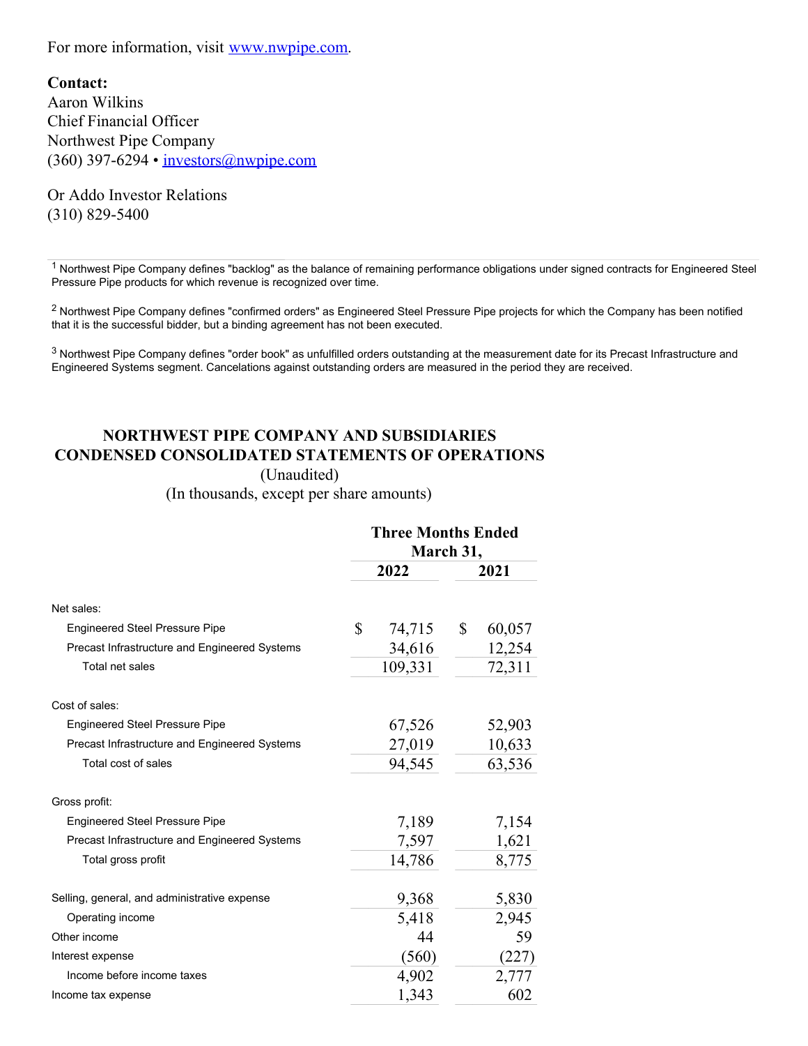For more information, visit www.nwpipe.com.

**Contact:**
Aaron Wilkins
Chief Financial Officer
Northwest Pipe Company
(360) 397-6294 • investors@nwpipe.com

Or Addo Investor Relations
(310) 829-5400

---

[1] Northwest Pipe Company defines "backlog" as the balance of remaining performance obligations under signed contracts for Engineered Steel Pressure Pipe products for which revenue is recognized over time.

[2] Northwest Pipe Company defines "confirmed orders" as Engineered Steel Pressure Pipe projects for which the Company has been notified that it is the successful bidder, but a binding agreement has not been executed.

[3] Northwest Pipe Company defines "order book" as unfulfilled orders outstanding at the measurement date for its Precast Infrastructure and Engineered Systems segment. Cancelations against outstanding orders are measured in the period they are received.

## NORTHWEST PIPE COMPANY AND SUBSIDIARIES
## CONDENSED CONSOLIDATED STATEMENTS OF OPERATIONS

(Unaudited)
(In thousands, except per share amounts)

| | Three Months Ended March 31, | |
|---|---|---|
| | 2022 | 2021 |
| Net sales: | | |
| Engineered Steel Pressure Pipe | $ 74,715 | $ 60,057 |
| Precast Infrastructure and Engineered Systems | 34,616 | 12,254 |
| Total net sales | 109,331 | 72,311 |
| Cost of sales: | | |
| Engineered Steel Pressure Pipe | 67,526 | 52,903 |
| Precast Infrastructure and Engineered Systems | 27,019 | 10,633 |
| Total cost of sales | 94,545 | 63,536 |
| Gross profit: | | |
| Engineered Steel Pressure Pipe | 7,189 | 7,154 |
| Precast Infrastructure and Engineered Systems | 7,597 | 1,621 |
| Total gross profit | 14,786 | 8,775 |
| Selling, general, and administrative expense | 9,368 | 5,830 |
| Operating income | 5,418 | 2,945 |
| Other income | 44 | 59 |
| Interest expense | (560) | (227) |
| Income before income taxes | 4,902 | 2,777 |
| Income tax expense | 1,343 | 602 |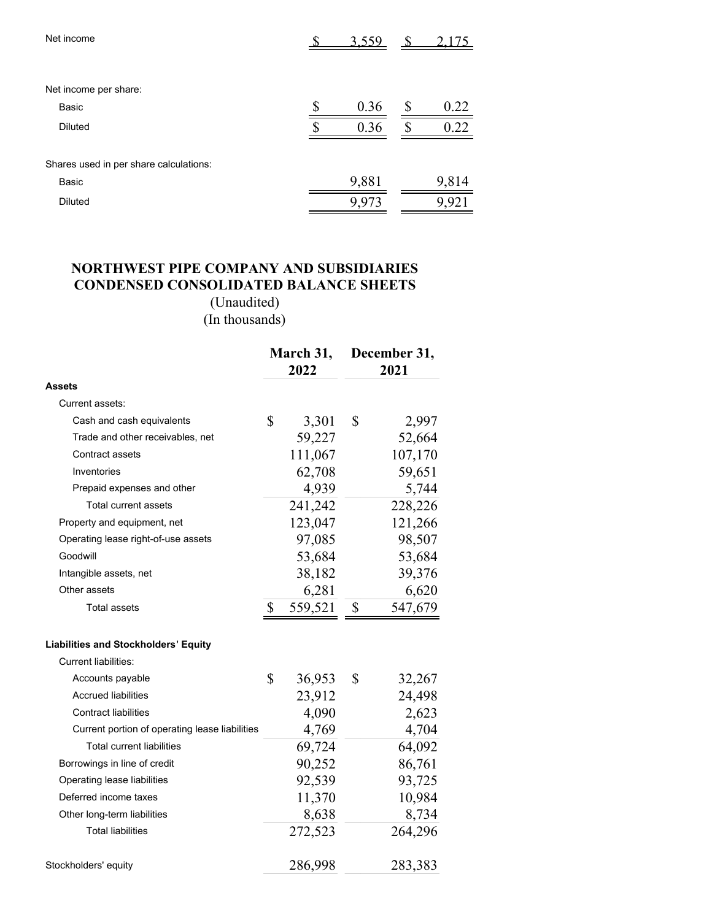| | | |
|---|---|---|
| Net income | $ 3,559 | $ 2,175 |
| | | |
| Net income per share: | | |
| Basic | $ 0.36 | $ 0.22 |
| Diluted | $ 0.36 | $ 0.22 |
| | | |
| Shares used in per share calculations: | | |
| Basic | 9,881 | 9,814 |
| Diluted | 9,973 | 9,921 |

# NORTHWEST PIPE COMPANY AND SUBSIDIARIES
# CONDENSED CONSOLIDATED BALANCE SHEETS

(Unaudited)
(In thousands)

| | March 31, 2022 | December 31, 2021 |
|---|---|---|
| **Assets** | | |
| Current assets: | | |
| Cash and cash equivalents | $ 3,301 | $ 2,997 |
| Trade and other receivables, net | 59,227 | 52,664 |
| Contract assets | 111,067 | 107,170 |
| Inventories | 62,708 | 59,651 |
| Prepaid expenses and other | 4,939 | 5,744 |
| Total current assets | 241,242 | 228,226 |
| Property and equipment, net | 123,047 | 121,266 |
| Operating lease right-of-use assets | 97,085 | 98,507 |
| Goodwill | 53,684 | 53,684 |
| Intangible assets, net | 38,182 | 39,376 |
| Other assets | 6,281 | 6,620 |
| Total assets | $ 559,521 | $ 547,679 |
| | | |
| **Liabilities and Stockholders' Equity** | | |
| Current liabilities: | | |
| Accounts payable | $ 36,953 | $ 32,267 |
| Accrued liabilities | 23,912 | 24,498 |
| Contract liabilities | 4,090 | 2,623 |
| Current portion of operating lease liabilities | 4,769 | 4,704 |
| Total current liabilities | 69,724 | 64,092 |
| Borrowings in line of credit | 90,252 | 86,761 |
| Operating lease liabilities | 92,539 | 93,725 |
| Deferred income taxes | 11,370 | 10,984 |
| Other long-term liabilities | 8,638 | 8,734 |
| Total liabilities | 272,523 | 264,296 |
| | | |
| Stockholders' equity | 286,998 | 283,383 |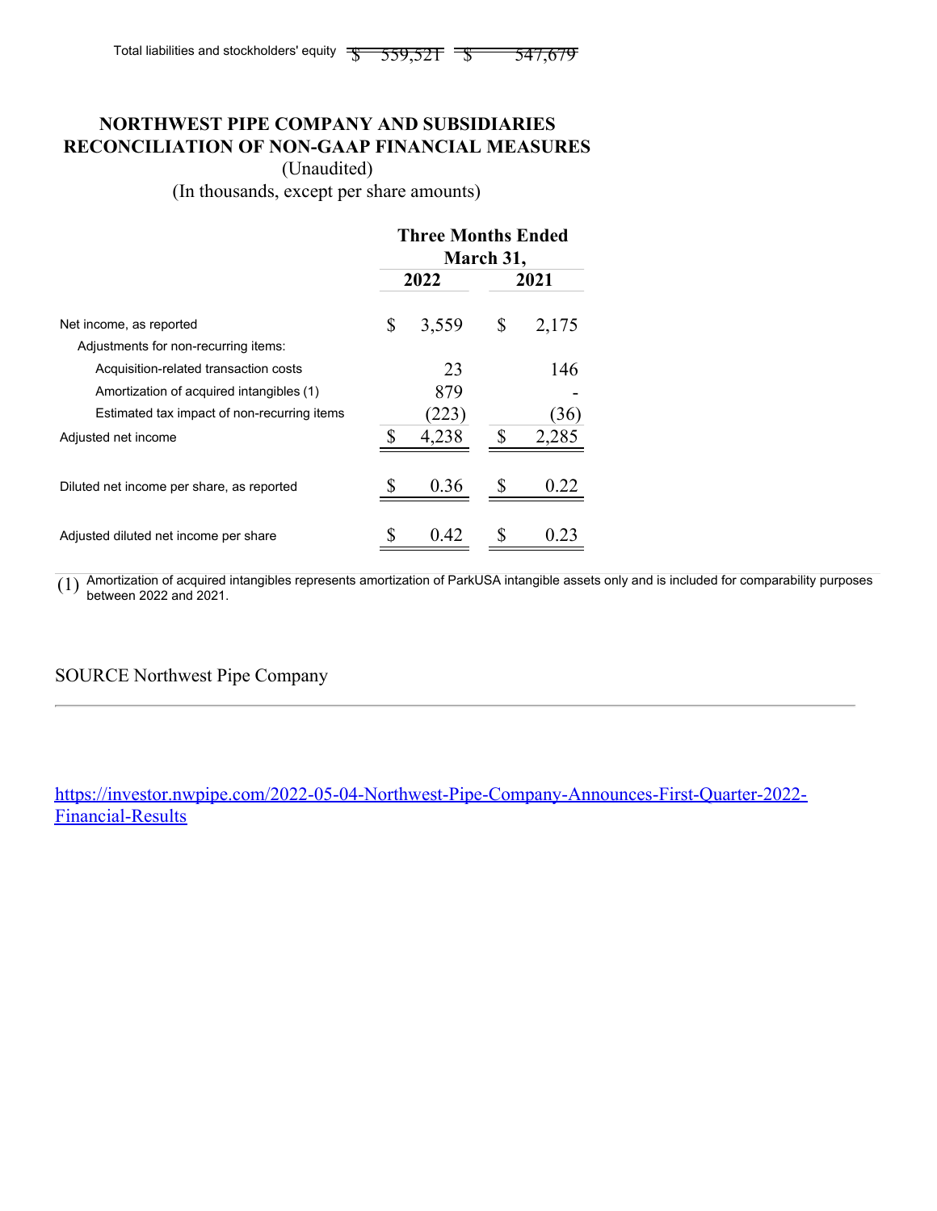| | | |
|---|---|---|
| Total liabilities and stockholders' equity | $ 559,521 | $ 547,679 |

## NORTHWEST PIPE COMPANY AND SUBSIDIARIES
## RECONCILIATION OF NON-GAAP FINANCIAL MEASURES

(Unaudited)

(In thousands, except per share amounts)

| | Three Months Ended March 31, | |
|---|---|---|
| | 2022 | 2021 |
| Net income, as reported | $ 3,559 | $ 2,175 |
| Adjustments for non-recurring items: | | |
| Acquisition-related transaction costs | 23 | 146 |
| Amortization of acquired intangibles (1) | 879 | - |
| Estimated tax impact of non-recurring items | (223) | (36) |
| Adjusted net income | $ 4,238 | $ 2,285 |
| Diluted net income per share, as reported | $ 0.36 | $ 0.22 |
| Adjusted diluted net income per share | $ 0.42 | $ 0.23 |

(1) Amortization of acquired intangibles represents amortization of ParkUSA intangible assets only and is included for comparability purposes between 2022 and 2021.

SOURCE Northwest Pipe Company

https://investor.nwpipe.com/2022-05-04-Northwest-Pipe-Company-Announces-First-Quarter-2022-Financial-Results